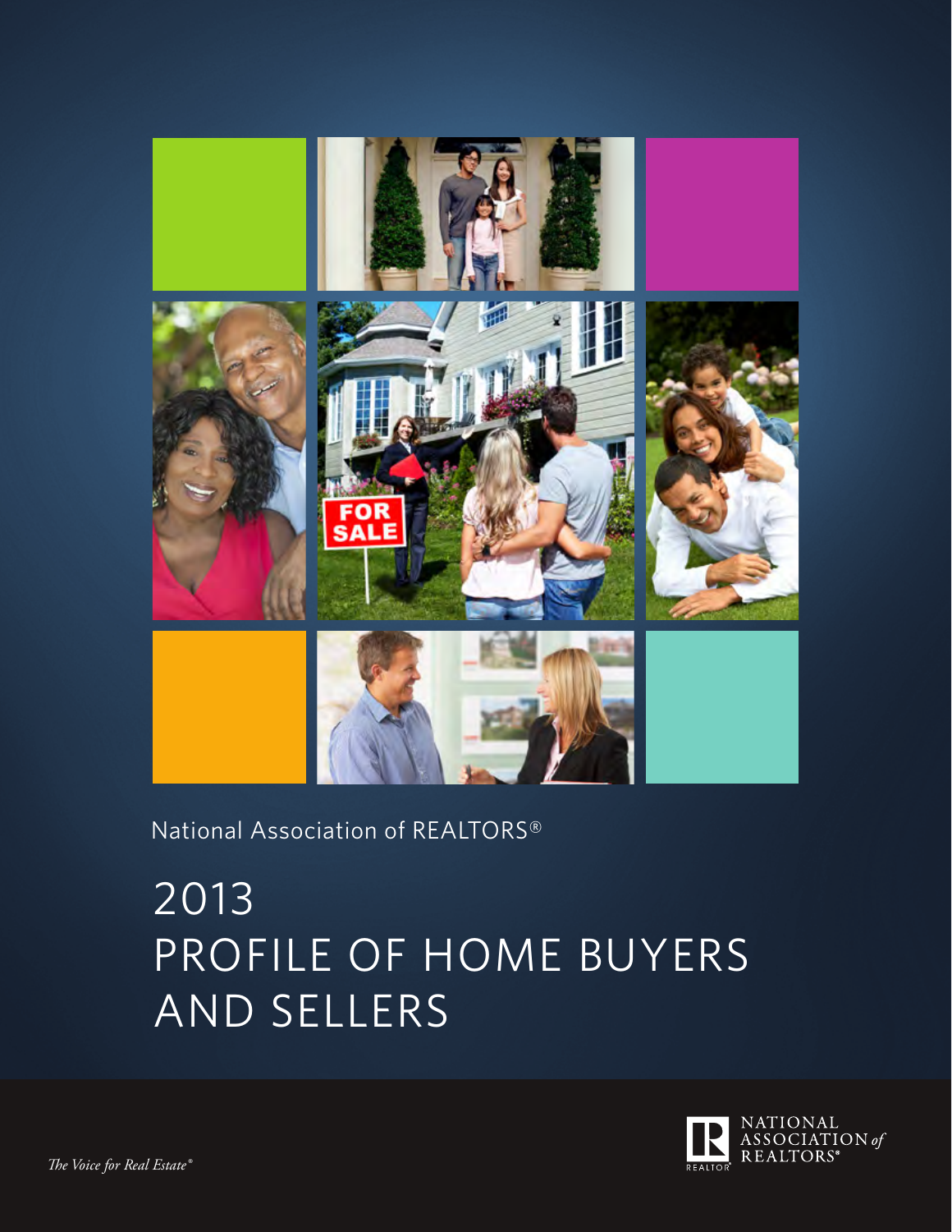National Association of REALTORS®

# 2013 PROFILE OF HOME BUYERS AND SELLERS

NATIONAL ASSOCIATION *of* REALTORS®

*The Voice for Real Estate®*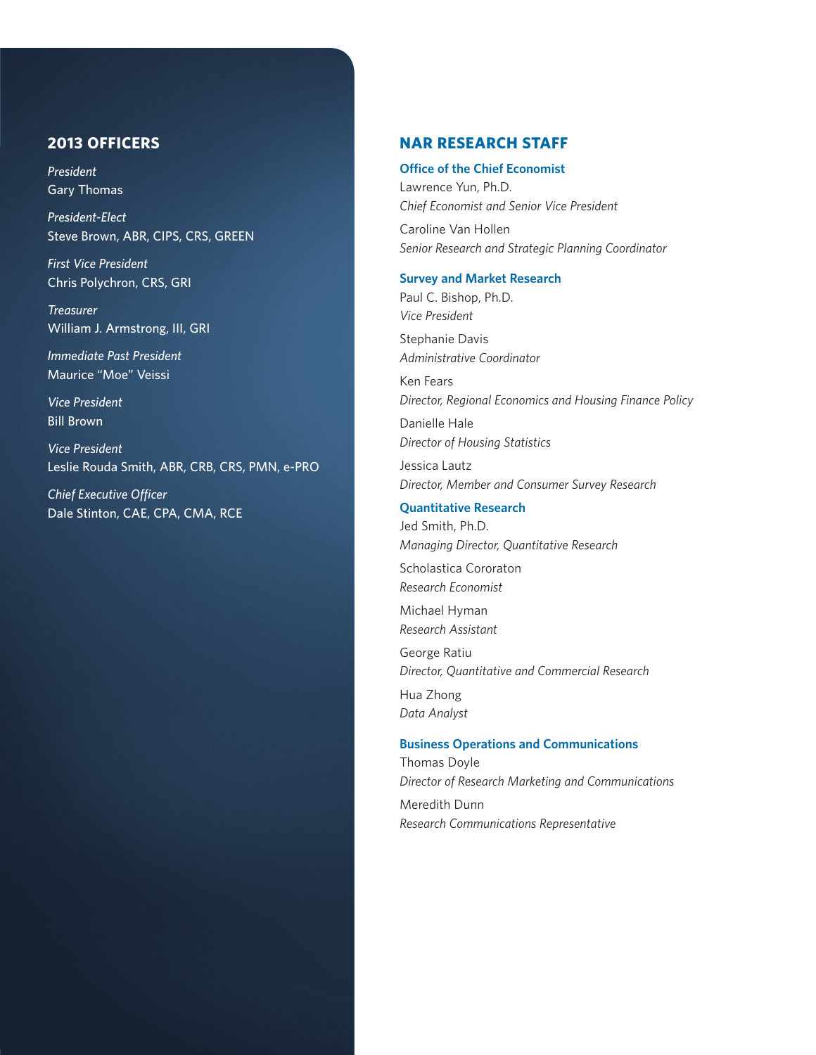## 2013 OFFICERS

*President*
Gary Thomas

*President-Elect*
Steve Brown, ABR, CIPS, CRS, GREEN

*First Vice President*
Chris Polychron, CRS, GRI

*Treasurer*
William J. Armstrong, III, GRI

*Immediate Past President*
Maurice "Moe" Veissi

*Vice President*
Bill Brown

*Vice President*
Leslie Rouda Smith, ABR, CRB, CRS, PMN, e-PRO

*Chief Executive Officer*
Dale Stinton, CAE, CPA, CMA, RCE

## NAR RESEARCH STAFF

### Office of the Chief Economist

Lawrence Yun, Ph.D.
*Chief Economist and Senior Vice President*

Caroline Van Hollen
*Senior Research and Strategic Planning Coordinator*

### Survey and Market Research

Paul C. Bishop, Ph.D.
*Vice President*

Stephanie Davis
*Administrative Coordinator*

Ken Fears
*Director, Regional Economics and Housing Finance Policy*

Danielle Hale
*Director of Housing Statistics*

Jessica Lautz
*Director, Member and Consumer Survey Research*

### Quantitative Research

Jed Smith, Ph.D.
*Managing Director, Quantitative Research*

Scholastica Cororaton
*Research Economist*

Michael Hyman
*Research Assistant*

George Ratiu
*Director, Quantitative and Commercial Research*

Hua Zhong
*Data Analyst*

### Business Operations and Communications

Thomas Doyle
*Director of Research Marketing and Communications*

Meredith Dunn
*Research Communications Representative*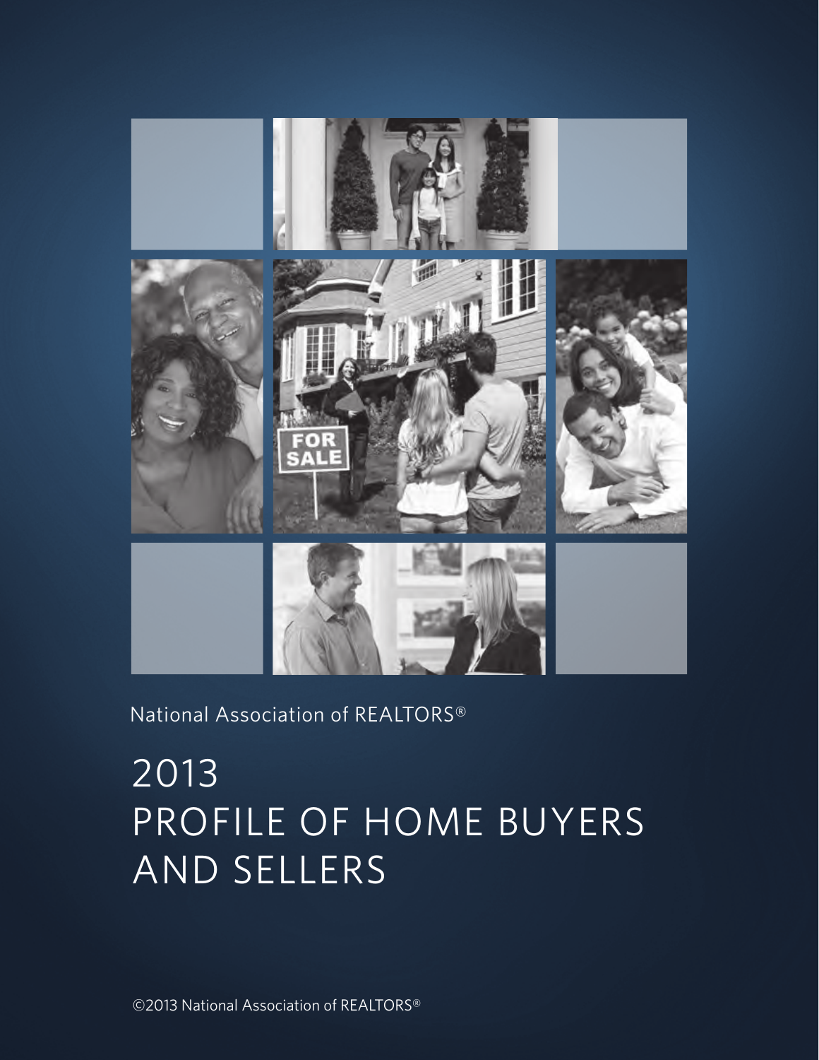National Association of REALTORS®

# 2013 PROFILE OF HOME BUYERS AND SELLERS

©2013 National Association of REALTORS®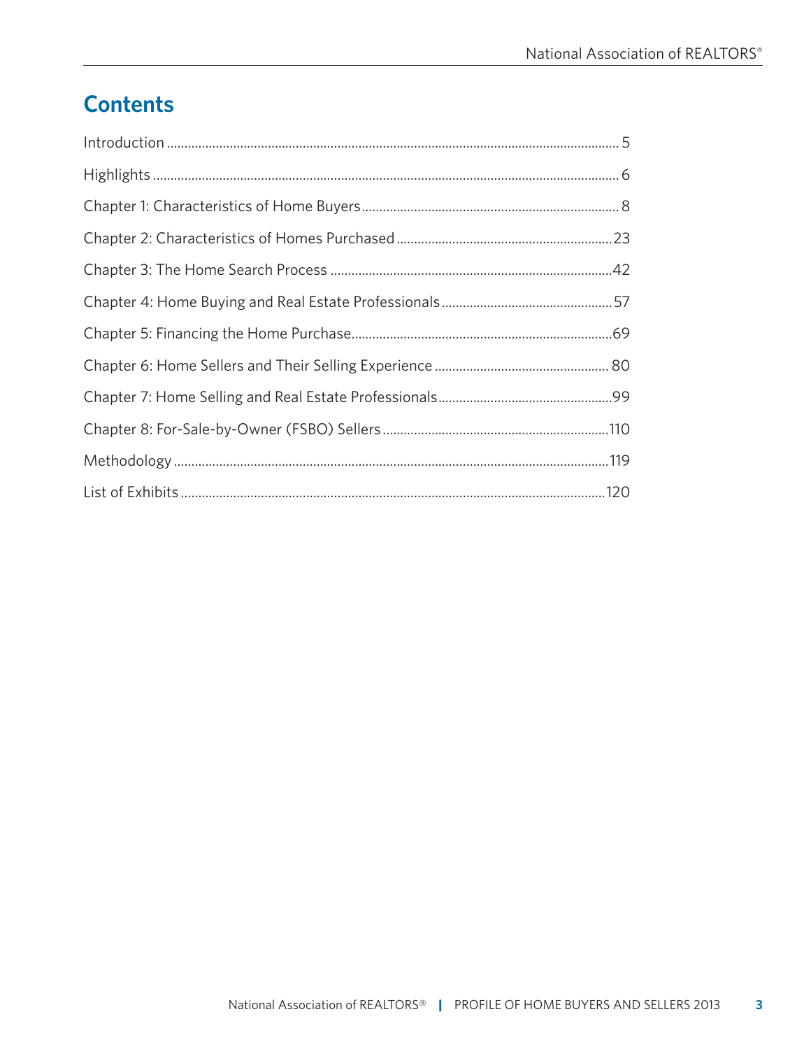## Contents

Introduction ........ 5

Highlights ........ 6

Chapter 1: Characteristics of Home Buyers ........ 8

Chapter 2: Characteristics of Homes Purchased ........ 23

Chapter 3: The Home Search Process ........ 42

Chapter 4: Home Buying and Real Estate Professionals ........ 57

Chapter 5: Financing the Home Purchase ........ 69

Chapter 6: Home Sellers and Their Selling Experience ........ 80

Chapter 7: Home Selling and Real Estate Professionals ........ 99

Chapter 8: For-Sale-by-Owner (FSBO) Sellers ........ 110

Methodology ........ 119

List of Exhibits ........ 120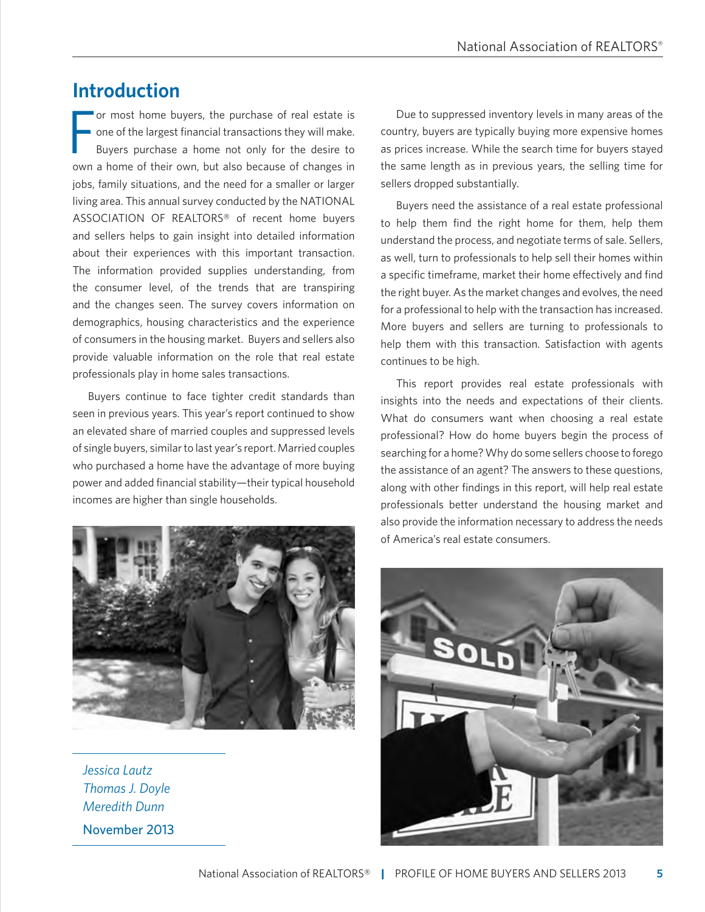# Introduction

For most home buyers, the purchase of real estate is one of the largest financial transactions they will make. Buyers purchase a home not only for the desire to own a home of their own, but also because of changes in jobs, family situations, and the need for a smaller or larger living area. This annual survey conducted by the NATIONAL ASSOCIATION OF REALTORS® of recent home buyers and sellers helps to gain insight into detailed information about their experiences with this important transaction. The information provided supplies understanding, from the consumer level, of the trends that are transpiring and the changes seen. The survey covers information on demographics, housing characteristics and the experience of consumers in the housing market. Buyers and sellers also provide valuable information on the role that real estate professionals play in home sales transactions.

Buyers continue to face tighter credit standards than seen in previous years. This year's report continued to show an elevated share of married couples and suppressed levels of single buyers, similar to last year's report. Married couples who purchased a home have the advantage of more buying power and added financial stability—their typical household incomes are higher than single households.

Due to suppressed inventory levels in many areas of the country, buyers are typically buying more expensive homes as prices increase. While the search time for buyers stayed the same length as in previous years, the selling time for sellers dropped substantially.

Buyers need the assistance of a real estate professional to help them find the right home for them, help them understand the process, and negotiate terms of sale. Sellers, as well, turn to professionals to help sell their homes within a specific timeframe, market their home effectively and find the right buyer. As the market changes and evolves, the need for a professional to help with the transaction has increased. More buyers and sellers are turning to professionals to help them with this transaction. Satisfaction with agents continues to be high.

This report provides real estate professionals with insights into the needs and expectations of their clients. What do consumers want when choosing a real estate professional? How do home buyers begin the process of searching for a home? Why do some sellers choose to forego the assistance of an agent? The answers to these questions, along with other findings in this report, will help real estate professionals better understand the housing market and also provide the information necessary to address the needs of America's real estate consumers.

*Jessica Lautz*
*Thomas J. Doyle*
*Meredith Dunn*

November 2013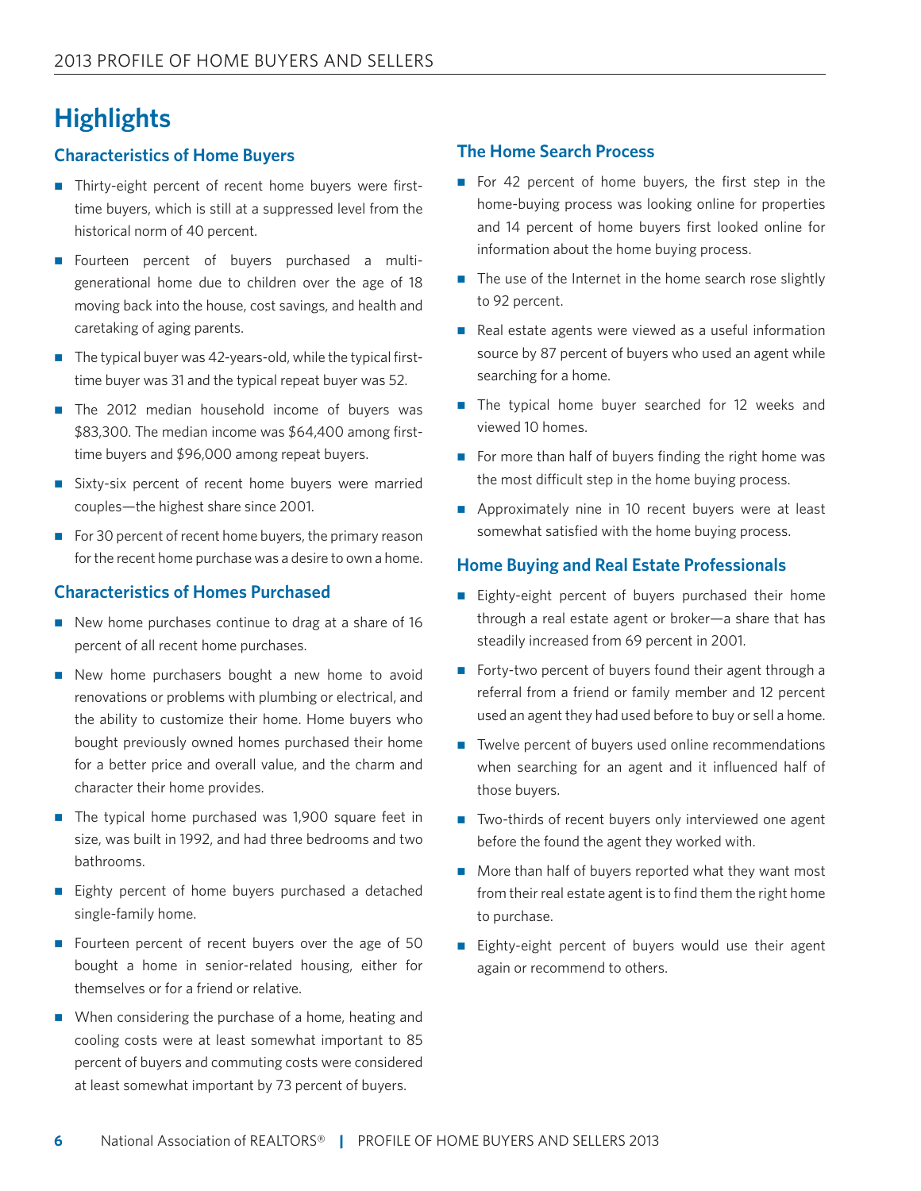# Highlights

## Characteristics of Home Buyers

- Thirty-eight percent of recent home buyers were first-time buyers, which is still at a suppressed level from the historical norm of 40 percent.
- Fourteen percent of buyers purchased a multi-generational home due to children over the age of 18 moving back into the house, cost savings, and health and caretaking of aging parents.
- The typical buyer was 42-years-old, while the typical first-time buyer was 31 and the typical repeat buyer was 52.
- The 2012 median household income of buyers was $83,300. The median income was $64,400 among first-time buyers and $96,000 among repeat buyers.
- Sixty-six percent of recent home buyers were married couples—the highest share since 2001.
- For 30 percent of recent home buyers, the primary reason for the recent home purchase was a desire to own a home.

## Characteristics of Homes Purchased

- New home purchases continue to drag at a share of 16 percent of all recent home purchases.
- New home purchasers bought a new home to avoid renovations or problems with plumbing or electrical, and the ability to customize their home. Home buyers who bought previously owned homes purchased their home for a better price and overall value, and the charm and character their home provides.
- The typical home purchased was 1,900 square feet in size, was built in 1992, and had three bedrooms and two bathrooms.
- Eighty percent of home buyers purchased a detached single-family home.
- Fourteen percent of recent buyers over the age of 50 bought a home in senior-related housing, either for themselves or for a friend or relative.
- When considering the purchase of a home, heating and cooling costs were at least somewhat important to 85 percent of buyers and commuting costs were considered at least somewhat important by 73 percent of buyers.

## The Home Search Process

- For 42 percent of home buyers, the first step in the home-buying process was looking online for properties and 14 percent of home buyers first looked online for information about the home buying process.
- The use of the Internet in the home search rose slightly to 92 percent.
- Real estate agents were viewed as a useful information source by 87 percent of buyers who used an agent while searching for a home.
- The typical home buyer searched for 12 weeks and viewed 10 homes.
- For more than half of buyers finding the right home was the most difficult step in the home buying process.
- Approximately nine in 10 recent buyers were at least somewhat satisfied with the home buying process.

## Home Buying and Real Estate Professionals

- Eighty-eight percent of buyers purchased their home through a real estate agent or broker—a share that has steadily increased from 69 percent in 2001.
- Forty-two percent of buyers found their agent through a referral from a friend or family member and 12 percent used an agent they had used before to buy or sell a home.
- Twelve percent of buyers used online recommendations when searching for an agent and it influenced half of those buyers.
- Two-thirds of recent buyers only interviewed one agent before the found the agent they worked with.
- More than half of buyers reported what they want most from their real estate agent is to find them the right home to purchase.
- Eighty-eight percent of buyers would use their agent again or recommend to others.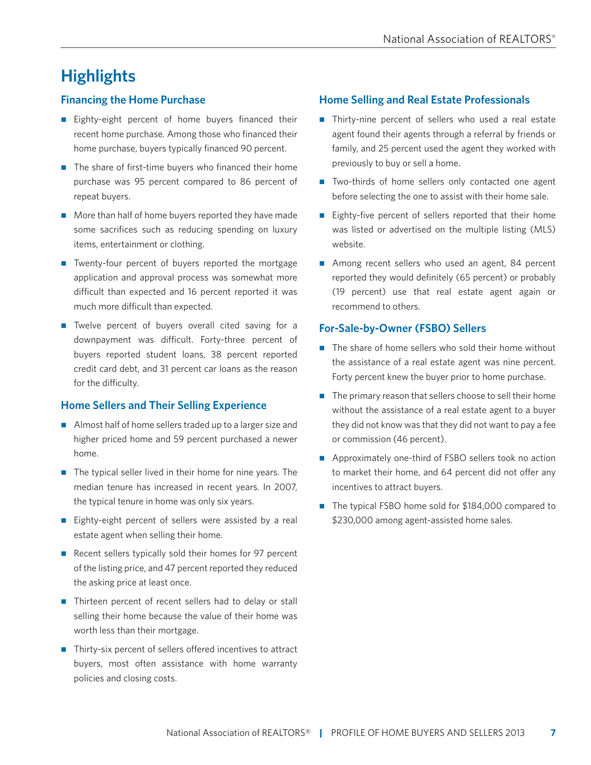# Highlights

## Financing the Home Purchase

- Eighty-eight percent of home buyers financed their recent home purchase. Among those who financed their home purchase, buyers typically financed 90 percent.
- The share of first-time buyers who financed their home purchase was 95 percent compared to 86 percent of repeat buyers.
- More than half of home buyers reported they have made some sacrifices such as reducing spending on luxury items, entertainment or clothing.
- Twenty-four percent of buyers reported the mortgage application and approval process was somewhat more difficult than expected and 16 percent reported it was much more difficult than expected.
- Twelve percent of buyers overall cited saving for a downpayment was difficult. Forty-three percent of buyers reported student loans, 38 percent reported credit card debt, and 31 percent car loans as the reason for the difficulty.

## Home Sellers and Their Selling Experience

- Almost half of home sellers traded up to a larger size and higher priced home and 59 percent purchased a newer home.
- The typical seller lived in their home for nine years. The median tenure has increased in recent years. In 2007, the typical tenure in home was only six years.
- Eighty-eight percent of sellers were assisted by a real estate agent when selling their home.
- Recent sellers typically sold their homes for 97 percent of the listing price, and 47 percent reported they reduced the asking price at least once.
- Thirteen percent of recent sellers had to delay or stall selling their home because the value of their home was worth less than their mortgage.
- Thirty-six percent of sellers offered incentives to attract buyers, most often assistance with home warranty policies and closing costs.

## Home Selling and Real Estate Professionals

- Thirty-nine percent of sellers who used a real estate agent found their agents through a referral by friends or family, and 25 percent used the agent they worked with previously to buy or sell a home.
- Two-thirds of home sellers only contacted one agent before selecting the one to assist with their home sale.
- Eighty-five percent of sellers reported that their home was listed or advertised on the multiple listing (MLS) website.
- Among recent sellers who used an agent, 84 percent reported they would definitely (65 percent) or probably (19 percent) use that real estate agent again or recommend to others.

## For-Sale-by-Owner (FSBO) Sellers

- The share of home sellers who sold their home without the assistance of a real estate agent was nine percent. Forty percent knew the buyer prior to home purchase.
- The primary reason that sellers choose to sell their home without the assistance of a real estate agent to a buyer they did not know was that they did not want to pay a fee or commission (46 percent).
- Approximately one-third of FSBO sellers took no action to market their home, and 64 percent did not offer any incentives to attract buyers.
- The typical FSBO home sold for $184,000 compared to $230,000 among agent-assisted home sales.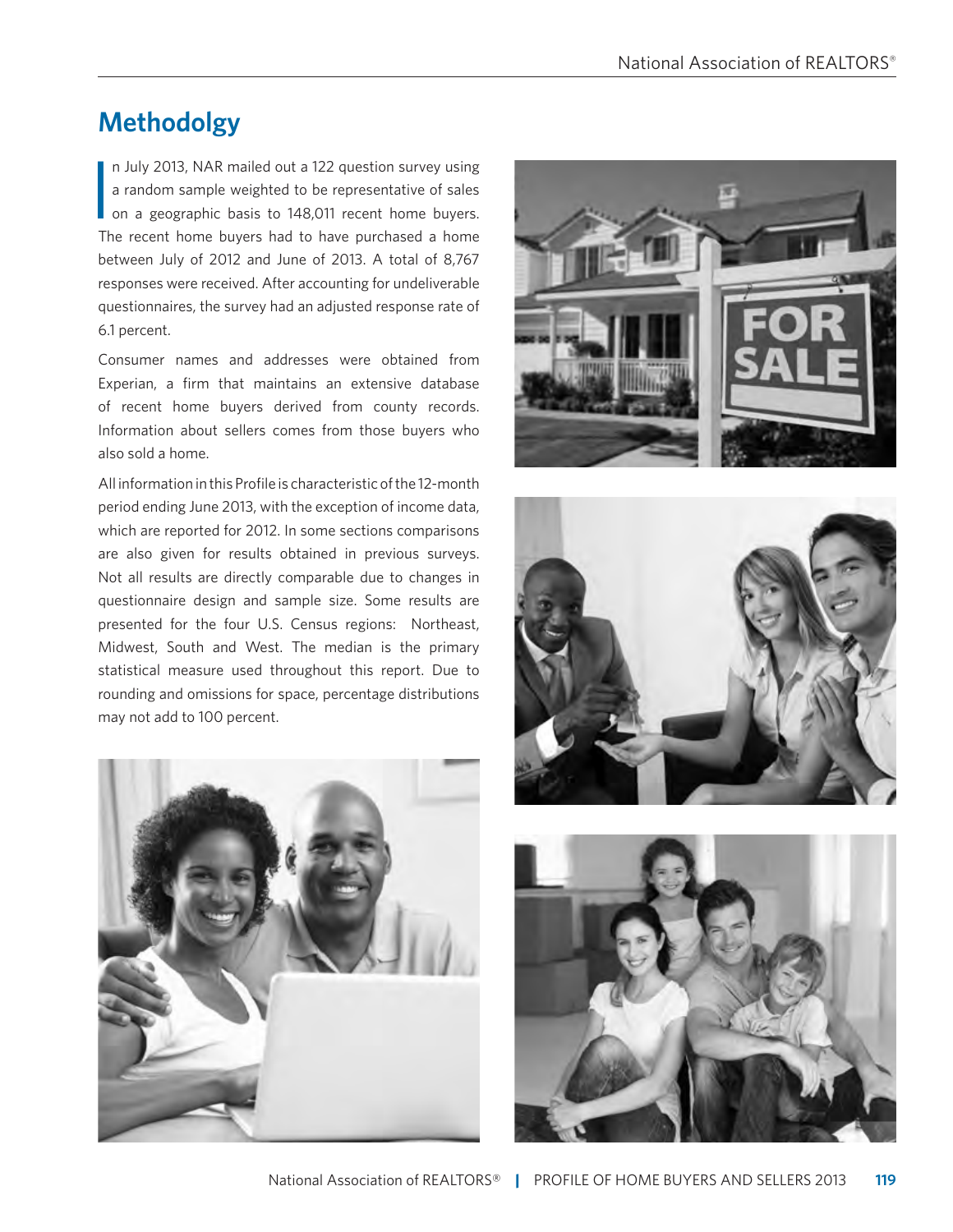## Methodolgy

In July 2013, NAR mailed out a 122 question survey using a random sample weighted to be representative of sales on a geographic basis to 148,011 recent home buyers. The recent home buyers had to have purchased a home between July of 2012 and June of 2013. A total of 8,767 responses were received. After accounting for undeliverable questionnaires, the survey had an adjusted response rate of 6.1 percent.

Consumer names and addresses were obtained from Experian, a firm that maintains an extensive database of recent home buyers derived from county records. Information about sellers comes from those buyers who also sold a home.

All information in this Profile is characteristic of the 12-month period ending June 2013, with the exception of income data, which are reported for 2012. In some sections comparisons are also given for results obtained in previous surveys. Not all results are directly comparable due to changes in questionnaire design and sample size. Some results are presented for the four U.S. Census regions: Northeast, Midwest, South and West. The median is the primary statistical measure used throughout this report. Due to rounding and omissions for space, percentage distributions may not add to 100 percent.